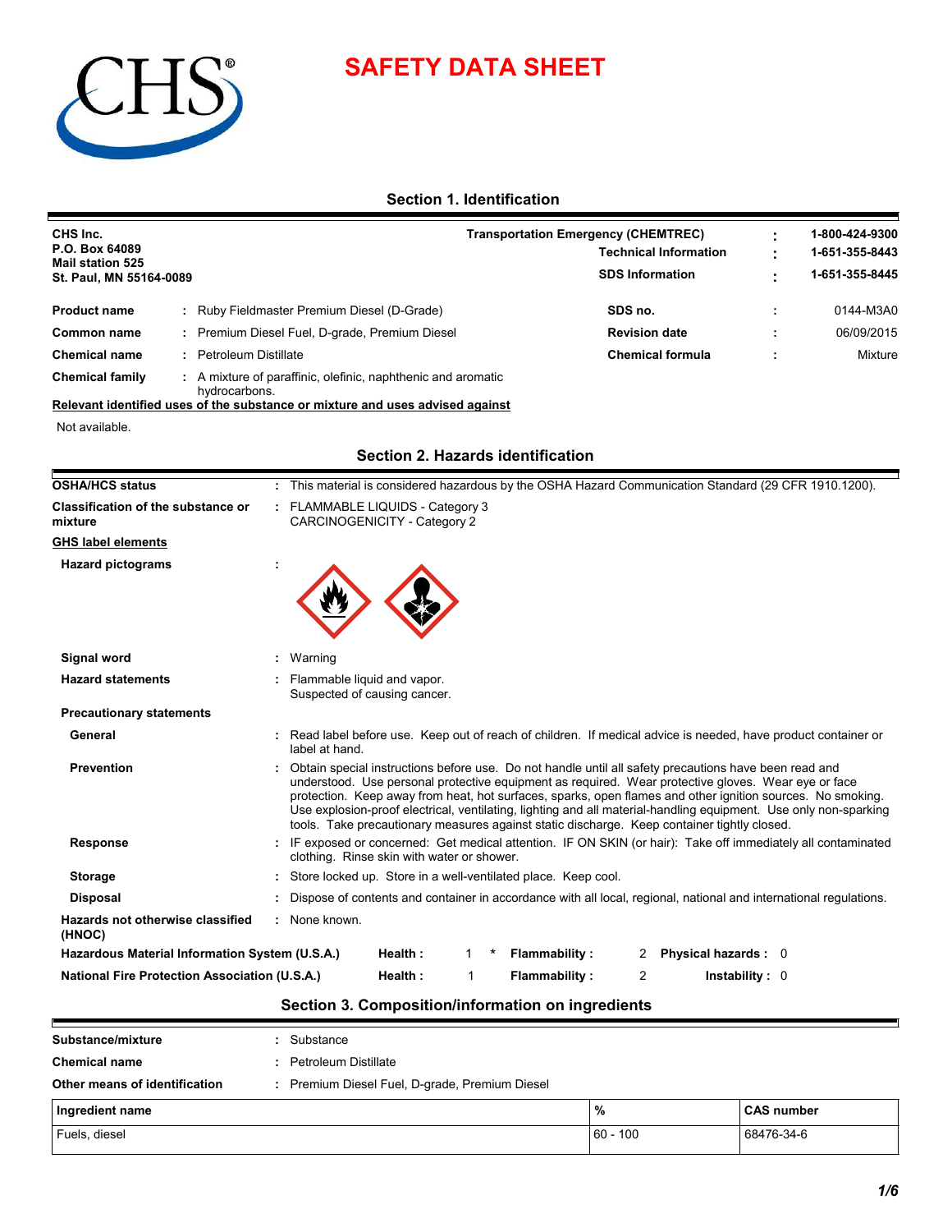# SAFETY DATA SHEET

## Section 1. Identification

**CHS Inc.**
**P.O. Box 64089**
**Mail station 525**
**St. Paul, MN 55164-0089**

| | | |
|---|---|---|
| **Transportation Emergency (CHEMTREC)** | : | **1-800-424-9300** |
| **Technical Information** | : | **1-651-355-8443** |
| **SDS Information** | : | **1-651-355-8445** |

| | | | | | |
|---|---|---|---|---|---|
| **Product name** | : | Ruby Fieldmaster Premium Diesel (D-Grade) | **SDS no.** | : | 0144-M3A0 |
| **Common name** | : | Premium Diesel Fuel, D-grade, Premium Diesel | **Revision date** | : | 06/09/2015 |
| **Chemical name** | : | Petroleum Distillate | **Chemical formula** | : | Mixture |
| **Chemical family** | : | A mixture of paraffinic, olefinic, naphthenic and aromatic hydrocarbons. | | | |

**Relevant identified uses of the substance or mixture and uses advised against**

Not available.

## Section 2. Hazards identification

| | | |
|---|---|---|
| **OSHA/HCS status** | : | This material is considered hazardous by the OSHA Hazard Communication Standard (29 CFR 1910.1200). |
| **Classification of the substance or mixture** | : | FLAMMABLE LIQUIDS - Category 3<br>CARCINOGENICITY - Category 2 |

**GHS label elements**

| | | |
|---|---|---|
| **Hazard pictograms** | : | |
| **Signal word** | : | Warning |
| **Hazard statements** | : | Flammable liquid and vapor.<br>Suspected of causing cancer. |

**Precautionary statements**

| | | |
|---|---|---|
| **General** | : | Read label before use. Keep out of reach of children. If medical advice is needed, have product container or label at hand. |
| **Prevention** | : | Obtain special instructions before use. Do not handle until all safety precautions have been read and understood. Use personal protective equipment as required. Wear protective gloves. Wear eye or face protection. Keep away from heat, hot surfaces, sparks, open flames and other ignition sources. No smoking. Use explosion-proof electrical, ventilating, lighting and all material-handling equipment. Use only non-sparking tools. Take precautionary measures against static discharge. Keep container tightly closed. |
| **Response** | : | IF exposed or concerned: Get medical attention. IF ON SKIN (or hair): Take off immediately all contaminated clothing. Rinse skin with water or shower. |
| **Storage** | : | Store locked up. Store in a well-ventilated place. Keep cool. |
| **Disposal** | : | Dispose of contents and container in accordance with all local, regional, national and international regulations. |
| **Hazards not otherwise classified (HNOC)** | : | None known. |

| | | | | | | |
|---|---|---|---|---|---|---|
| **Hazardous Material Information System (U.S.A.)** | **Health :** | 1 * | **Flammability :** | 2 | **Physical hazards :** | 0 |
| **National Fire Protection Association (U.S.A.)** | **Health :** | 1 | **Flammability :** | 2 | **Instability :** | 0 |

## Section 3. Composition/information on ingredients

| | | |
|---|---|---|
| **Substance/mixture** | : | Substance |
| **Chemical name** | : | Petroleum Distillate |
| **Other means of identification** | : | Premium Diesel Fuel, D-grade, Premium Diesel |

| Ingredient name | % | CAS number |
|---|---|---|
| Fuels, diesel | 60 - 100 | 68476-34-6 |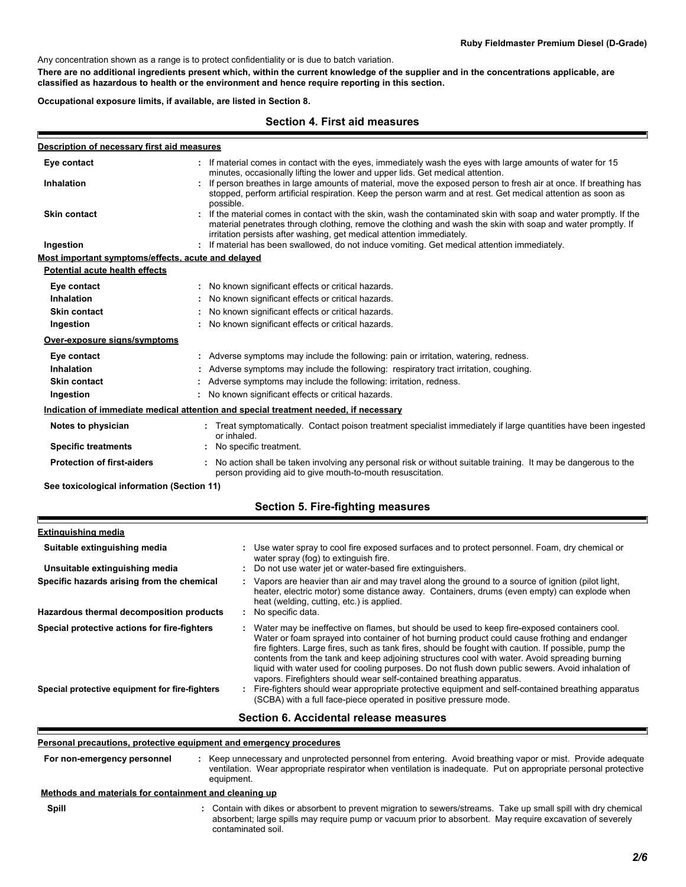Any concentration shown as a range is to protect confidentiality or is due to batch variation.

**There are no additional ingredients present which, within the current knowledge of the supplier and in the concentrations applicable, are classified as hazardous to health or the environment and hence require reporting in this section.**

**Occupational exposure limits, if available, are listed in Section 8.**

## Section 4. First aid measures

**Description of necessary first aid measures**

| | |
|---|---|
| **Eye contact** | : If material comes in contact with the eyes, immediately wash the eyes with large amounts of water for 15 minutes, occasionally lifting the lower and upper lids. Get medical attention. |
| **Inhalation** | : If person breathes in large amounts of material, move the exposed person to fresh air at once. If breathing has stopped, perform artificial respiration. Keep the person warm and at rest. Get medical attention as soon as possible. |
| **Skin contact** | : If the material comes in contact with the skin, wash the contaminated skin with soap and water promptly. If the material penetrates through clothing, remove the clothing and wash the skin with soap and water promptly. If irritation persists after washing, get medical attention immediately. |
| **Ingestion** | : If material has been swallowed, do not induce vomiting. Get medical attention immediately. |

**Most important symptoms/effects, acute and delayed**

**Potential acute health effects**

| | |
|---|---|
| **Eye contact** | : No known significant effects or critical hazards. |
| **Inhalation** | : No known significant effects or critical hazards. |
| **Skin contact** | : No known significant effects or critical hazards. |
| **Ingestion** | : No known significant effects or critical hazards. |

**Over-exposure signs/symptoms**

| | |
|---|---|
| **Eye contact** | : Adverse symptoms may include the following: pain or irritation, watering, redness. |
| **Inhalation** | : Adverse symptoms may include the following: respiratory tract irritation, coughing. |
| **Skin contact** | : Adverse symptoms may include the following: irritation, redness. |
| **Ingestion** | : No known significant effects or critical hazards. |

**Indication of immediate medical attention and special treatment needed, if necessary**

| | |
|---|---|
| **Notes to physician** | : Treat symptomatically. Contact poison treatment specialist immediately if large quantities have been ingested or inhaled. |
| **Specific treatments** | : No specific treatment. |
| **Protection of first-aiders** | : No action shall be taken involving any personal risk or without suitable training. It may be dangerous to the person providing aid to give mouth-to-mouth resuscitation. |

**See toxicological information (Section 11)**

## Section 5. Fire-fighting measures

**Extinguishing media**

| | |
|---|---|
| **Suitable extinguishing media** | : Use water spray to cool fire exposed surfaces and to protect personnel. Foam, dry chemical or water spray (fog) to extinguish fire. |
| **Unsuitable extinguishing media** | : Do not use water jet or water-based fire extinguishers. |
| **Specific hazards arising from the chemical** | : Vapors are heavier than air and may travel along the ground to a source of ignition (pilot light, heater, electric motor) some distance away. Containers, drums (even empty) can explode when heat (welding, cutting, etc.) is applied. |
| **Hazardous thermal decomposition products** | : No specific data. |
| **Special protective actions for fire-fighters** | : Water may be ineffective on flames, but should be used to keep fire-exposed containers cool. Water or foam sprayed into container of hot burning product could cause frothing and endanger fire fighters. Large fires, such as tank fires, should be fought with caution. If possible, pump the contents from the tank and keep adjoining structures cool with water. Avoid spreading burning liquid with water used for cooling purposes. Do not flush down public sewers. Avoid inhalation of vapors. Firefighters should wear self-contained breathing apparatus. |
| **Special protective equipment for fire-fighters** | : Fire-fighters should wear appropriate protective equipment and self-contained breathing apparatus (SCBA) with a full face-piece operated in positive pressure mode. |

## Section 6. Accidental release measures

**Personal precautions, protective equipment and emergency procedures**

| | |
|---|---|
| **For non-emergency personnel** | : Keep unnecessary and unprotected personnel from entering. Avoid breathing vapor or mist. Provide adequate ventilation. Wear appropriate respirator when ventilation is inadequate. Put on appropriate personal protective equipment. |

**Methods and materials for containment and cleaning up**

| | |
|---|---|
| **Spill** | : Contain with dikes or absorbent to prevent migration to sewers/streams. Take up small spill with dry chemical absorbent; large spills may require pump or vacuum prior to absorbent. May require excavation of severely contaminated soil. |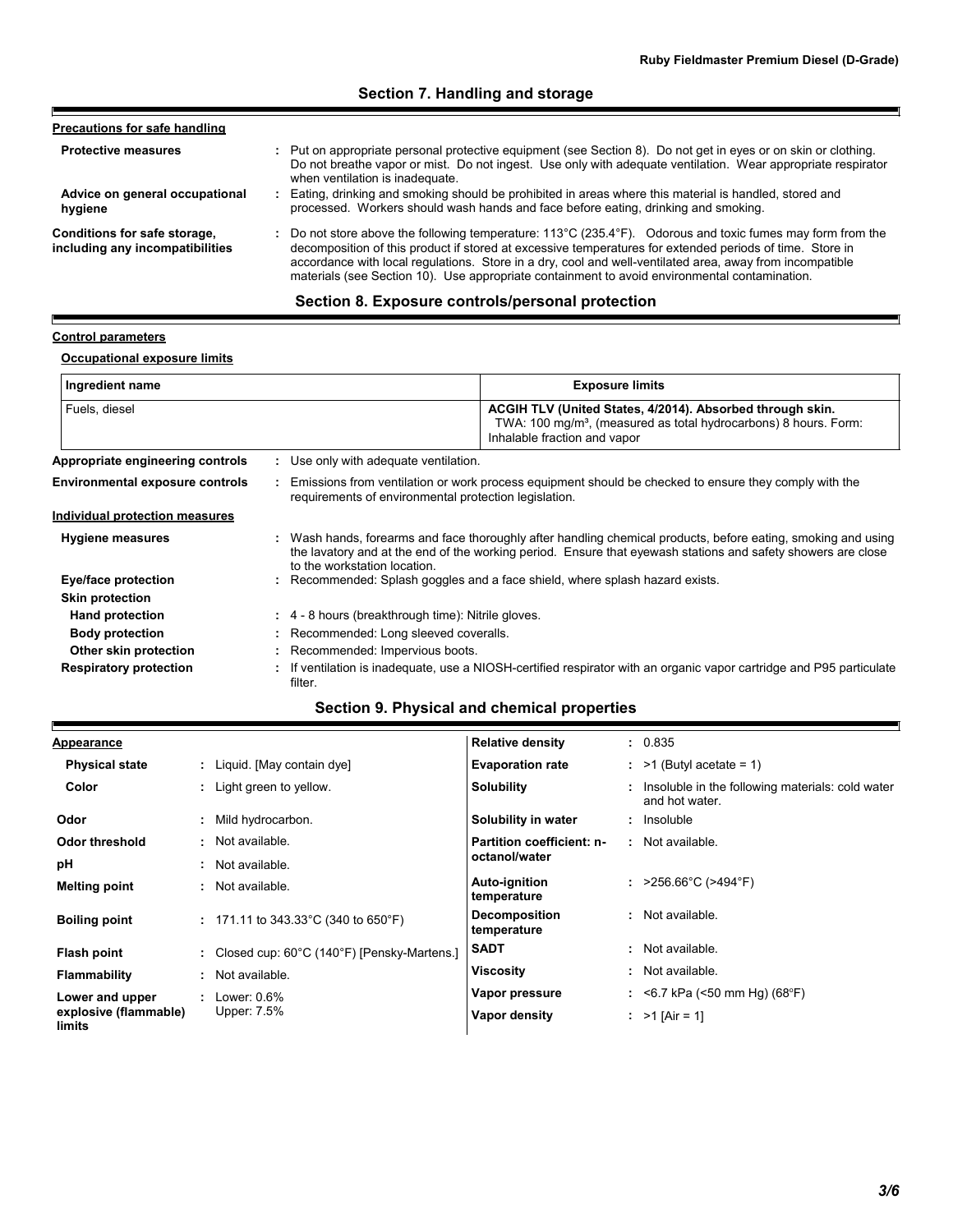## Section 7. Handling and storage

**Precautions for safe handling**

**Protective measures** : Put on appropriate personal protective equipment (see Section 8). Do not get in eyes or on skin or clothing. Do not breathe vapor or mist. Do not ingest. Use only with adequate ventilation. Wear appropriate respirator when ventilation is inadequate.

**Advice on general occupational hygiene** : Eating, drinking and smoking should be prohibited in areas where this material is handled, stored and processed. Workers should wash hands and face before eating, drinking and smoking.

**Conditions for safe storage, including any incompatibilities** : Do not store above the following temperature: 113°C (235.4°F). Odorous and toxic fumes may form from the decomposition of this product if stored at excessive temperatures for extended periods of time. Store in accordance with local regulations. Store in a dry, cool and well-ventilated area, away from incompatible materials (see Section 10). Use appropriate containment to avoid environmental contamination.

## Section 8. Exposure controls/personal protection

**Control parameters**

**Occupational exposure limits**

| Ingredient name | Exposure limits |
|---|---|
| Fuels, diesel | **ACGIH TLV (United States, 4/2014). Absorbed through skin.** TWA: 100 mg/m³, (measured as total hydrocarbons) 8 hours. Form: Inhalable fraction and vapor |

**Appropriate engineering controls** : Use only with adequate ventilation.

**Environmental exposure controls** : Emissions from ventilation or work process equipment should be checked to ensure they comply with the requirements of environmental protection legislation.

**Individual protection measures**

**Hygiene measures** : Wash hands, forearms and face thoroughly after handling chemical products, before eating, smoking and using the lavatory and at the end of the working period. Ensure that eyewash stations and safety showers are close to the workstation location.

**Eye/face protection** : Recommended: Splash goggles and a face shield, where splash hazard exists.

**Skin protection**

**Hand protection** : 4 - 8 hours (breakthrough time): Nitrile gloves.

**Body protection** : Recommended: Long sleeved coveralls.

**Other skin protection** : Recommended: Impervious boots.

**Respiratory protection** : If ventilation is inadequate, use a NIOSH-certified respirator with an organic vapor cartridge and P95 particulate filter.

## Section 9. Physical and chemical properties

**Appearance**

**Physical state** : Liquid. [May contain dye]

**Color** : Light green to yellow.

**Odor** : Mild hydrocarbon.

**Odor threshold** : Not available.

**pH** : Not available.

**Melting point** : Not available.

**Boiling point** : 171.11 to 343.33°C (340 to 650°F)

**Flash point** : Closed cup: 60°C (140°F) [Pensky-Martens.]

**Flammability** : Not available.

**Lower and upper explosive (flammable) limits** : Lower: 0.6%
Upper: 7.5%

**Relative density** : 0.835

**Evaporation rate** : >1 (Butyl acetate = 1)

**Solubility** : Insoluble in the following materials: cold water and hot water.

**Solubility in water** : Insoluble

**Partition coefficient: n-octanol/water** : Not available.

**Auto-ignition temperature** : >256.66°C (>494°F)

**Decomposition temperature** : Not available.

**SADT** : Not available.

**Viscosity** : Not available.

**Vapor pressure** : <6.7 kPa (<50 mm Hg) (68°F)

**Vapor density** : >1 [Air = 1]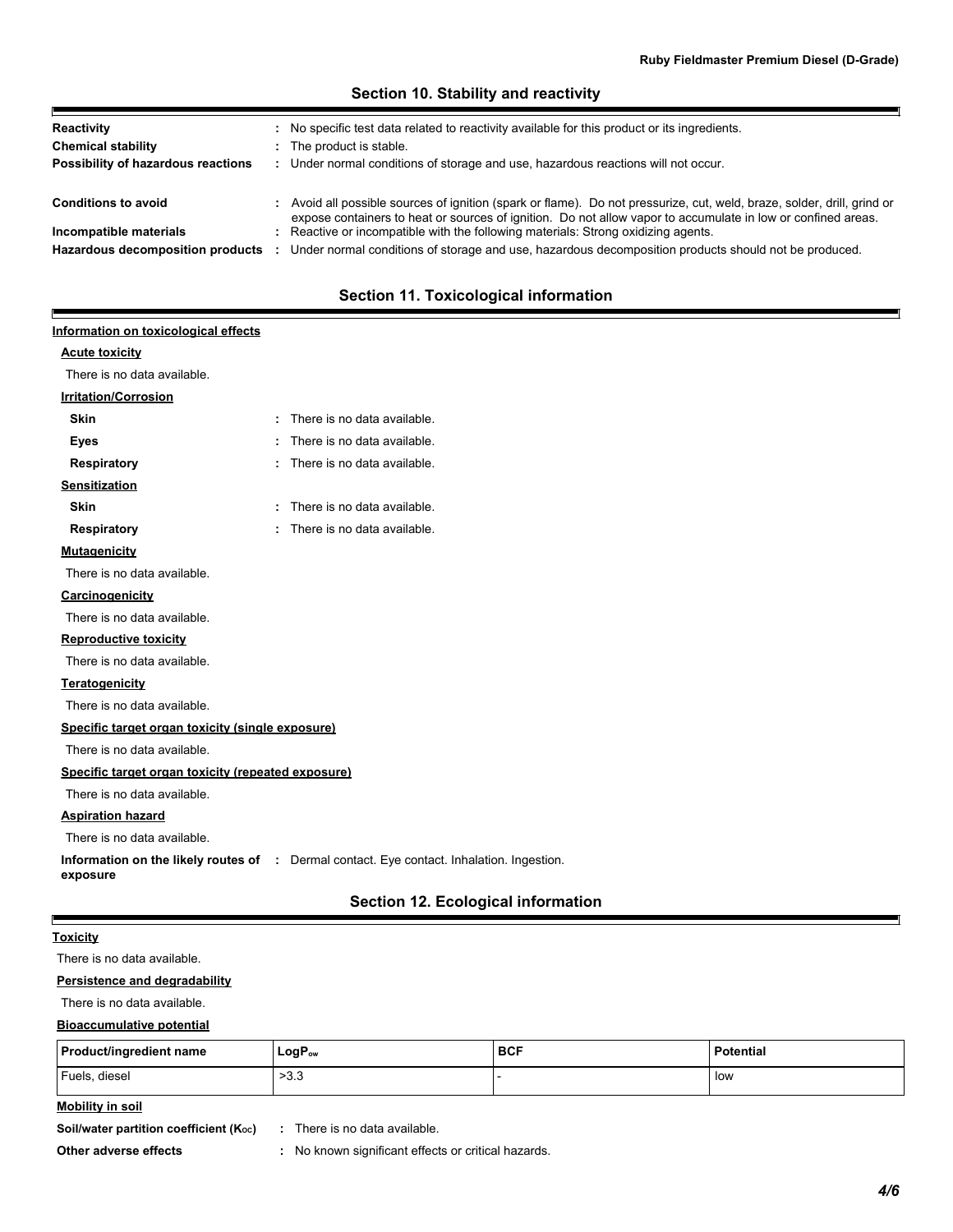## Section 10. Stability and reactivity

**Reactivity** : No specific test data related to reactivity available for this product or its ingredients.

**Chemical stability** : The product is stable.

**Possibility of hazardous reactions** : Under normal conditions of storage and use, hazardous reactions will not occur.

**Conditions to avoid** : Avoid all possible sources of ignition (spark or flame). Do not pressurize, cut, weld, braze, solder, drill, grind or expose containers to heat or sources of ignition. Do not allow vapor to accumulate in low or confined areas.

**Incompatible materials** : Reactive or incompatible with the following materials: Strong oxidizing agents.

**Hazardous decomposition products** : Under normal conditions of storage and use, hazardous decomposition products should not be produced.

## Section 11. Toxicological information

**Information on toxicological effects**

**Acute toxicity**

There is no data available.

**Irritation/Corrosion**

**Skin** : There is no data available.

**Eyes** : There is no data available.

**Respiratory** : There is no data available.

**Sensitization**

**Skin** : There is no data available.

**Respiratory** : There is no data available.

**Mutagenicity**

There is no data available.

**Carcinogenicity**

There is no data available.

**Reproductive toxicity**

There is no data available.

**Teratogenicity**

There is no data available.

**Specific target organ toxicity (single exposure)**

There is no data available.

**Specific target organ toxicity (repeated exposure)**

There is no data available.

**Aspiration hazard**

There is no data available.

**Information on the likely routes of exposure** : Dermal contact. Eye contact. Inhalation. Ingestion.

## Section 12. Ecological information

**Toxicity**

There is no data available.

**Persistence and degradability**

There is no data available.

**Bioaccumulative potential**

| Product/ingredient name | $LogP_{ow}$ | BCF | Potential |
|---|---|---|---|
| Fuels, diesel | >3.3 | - | low |

**Mobility in soil**

**Soil/water partition coefficient ($K_{OC}$)** : There is no data available.

**Other adverse effects** : No known significant effects or critical hazards.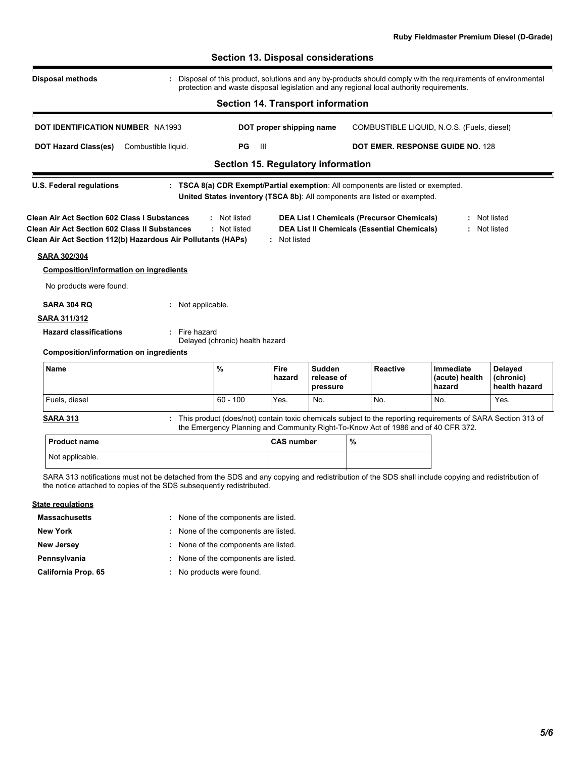## Section 13. Disposal considerations

**Disposal methods** : Disposal of this product, solutions and any by-products should comply with the requirements of environmental protection and waste disposal legislation and any regional local authority requirements.

## Section 14. Transport information

**DOT IDENTIFICATION NUMBER** NA1993

**DOT proper shipping name** COMBUSTIBLE LIQUID, N.O.S. (Fuels, diesel)

**DOT Hazard Class(es)** Combustible liquid.

**PG** III

**DOT EMER. RESPONSE GUIDE NO.** 128

## Section 15. Regulatory information

**U.S. Federal regulations** : **TSCA 8(a) CDR Exempt/Partial exemption**: All components are listed or exempted.
**United States inventory (TSCA 8b)**: All components are listed or exempted.

**Clean Air Act Section 602 Class I Substances** : Not listed

**Clean Air Act Section 602 Class II Substances** : Not listed

**Clean Air Act Section 112(b) Hazardous Air Pollutants (HAPs)** : Not listed

**DEA List I Chemicals (Precursor Chemicals)** : Not listed

**DEA List II Chemicals (Essential Chemicals)** : Not listed

**SARA 302/304**

**Composition/information on ingredients**

No products were found.

**SARA 304 RQ** : Not applicable.

**SARA 311/312**

**Hazard classifications** : Fire hazard
Delayed (chronic) health hazard

**Composition/information on ingredients**

| Name | % | Fire hazard | Sudden release of pressure | Reactive | Immediate (acute) health hazard | Delayed (chronic) health hazard |
|---|---|---|---|---|---|---|
| Fuels, diesel | 60 - 100 | Yes. | No. | No. | No. | Yes. |

**SARA 313** : This product (does/not) contain toxic chemicals subject to the reporting requirements of SARA Section 313 of the Emergency Planning and Community Right-To-Know Act of 1986 and of 40 CFR 372.

| Product name | CAS number | % |
|---|---|---|
| Not applicable. | | |

SARA 313 notifications must not be detached from the SDS and any copying and redistribution of the SDS shall include copying and redistribution of the notice attached to copies of the SDS subsequently redistributed.

**State regulations**

**Massachusetts** : None of the components are listed.

**New York** : None of the components are listed.

**New Jersey** : None of the components are listed.

**Pennsylvania** : None of the components are listed.

**California Prop. 65** : No products were found.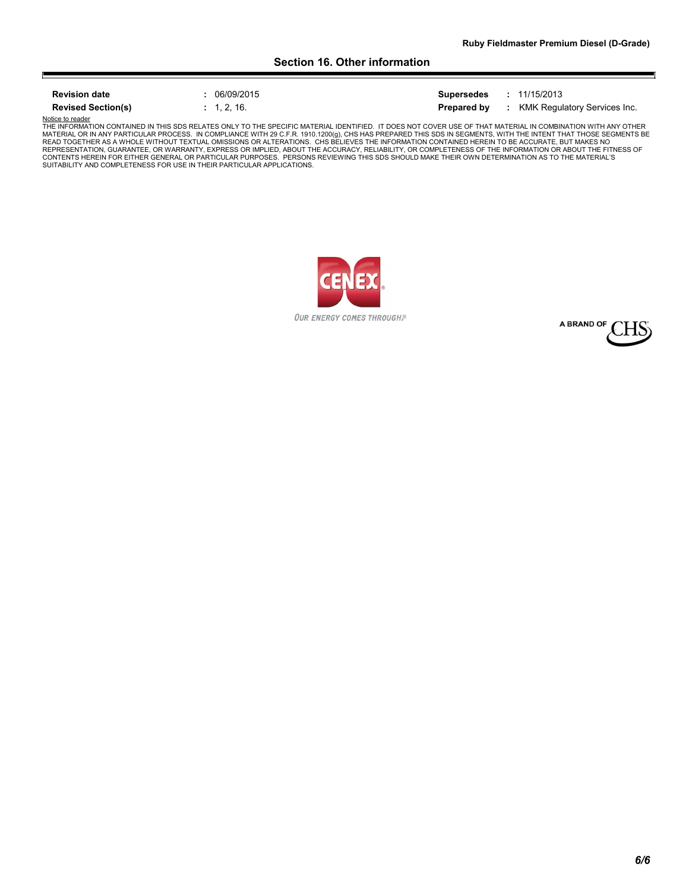## Section 16. Other information

| | | | |
|---|---|---|---|
| **Revision date** | : 06/09/2015 | **Supersedes** | : 11/15/2013 |
| **Revised Section(s)** | : 1, 2, 16. | **Prepared by** | : KMK Regulatory Services Inc. |

Notice to reader

THE INFORMATION CONTAINED IN THIS SDS RELATES ONLY TO THE SPECIFIC MATERIAL IDENTIFIED. IT DOES NOT COVER USE OF THAT MATERIAL IN COMBINATION WITH ANY OTHER MATERIAL OR IN ANY PARTICULAR PROCESS. IN COMPLIANCE WITH 29 C.F.R. 1910.1200(g), CHS HAS PREPARED THIS SDS IN SEGMENTS, WITH THE INTENT THAT THOSE SEGMENTS BE READ TOGETHER AS A WHOLE WITHOUT TEXTUAL OMISSIONS OR ALTERATIONS. CHS BELIEVES THE INFORMATION CONTAINED HEREIN TO BE ACCURATE, BUT MAKES NO REPRESENTATION, GUARANTEE, OR WARRANTY, EXPRESS OR IMPLIED, ABOUT THE ACCURACY, RELIABILITY, OR COMPLETENESS OF THE INFORMATION OR ABOUT THE FITNESS OF CONTENTS HEREIN FOR EITHER GENERAL OR PARTICULAR PURPOSES. PERSONS REVIEWING THIS SDS SHOULD MAKE THEIR OWN DETERMINATION AS TO THE MATERIAL'S SUITABILITY AND COMPLETENESS FOR USE IN THEIR PARTICULAR APPLICATIONS.

*OUR ENERGY COMES THROUGH®*

A BRAND OF CHS